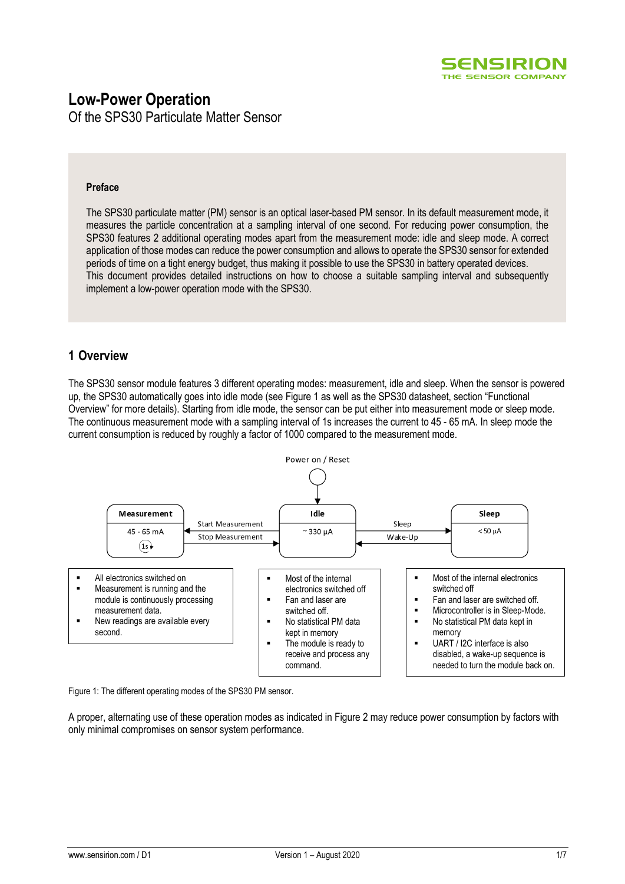# Low-Power Operation

Of the SPS30 Particulate Matter Sensor

**Preface**

The SPS30 particulate matter (PM) sensor is an optical laser-based PM sensor. In its default measurement mode, it measures the particle concentration at a sampling interval of one second. For reducing power consumption, the SPS30 features 2 additional operating modes apart from the measurement mode: idle and sleep mode. A correct application of those modes can reduce the power consumption and allows to operate the SPS30 sensor for extended periods of time on a tight energy budget, thus making it possible to use the SPS30 in battery operated devices.
This document provides detailed instructions on how to choose a suitable sampling interval and subsequently implement a low-power operation mode with the SPS30.

## 1 Overview

The SPS30 sensor module features 3 different operating modes: measurement, idle and sleep. When the sensor is powered up, the SPS30 automatically goes into idle mode (see Figure 1 as well as the SPS30 datasheet, section "Functional Overview" for more details). Starting from idle mode, the sensor can be put either into measurement mode or sleep mode. The continuous measurement mode with a sampling interval of 1s increases the current to 45 - 65 mA. In sleep mode the current consumption is reduced by roughly a factor of 1000 compared to the measurement mode.

Power on / Reset

| Measurement | | Idle | | Sleep |
|---|---|---|---|---|
| 45 - 65 mA (1s) | Start Measurement ← / Stop Measurement → | ~ 330 µA | Sleep → / Wake-Up ← | < 50 µA |

**Measurement**
- All electronics switched on
- Measurement is running and the module is continuously processing measurement data.
- New readings are available every second.

**Idle**
- Most of the internal electronics switched off
- Fan and laser are switched off.
- No statistical PM data kept in memory
- The module is ready to receive and process any command.

**Sleep**
- Most of the internal electronics switched off
- Fan and laser are switched off.
- Microcontroller is in Sleep-Mode.
- No statistical PM data kept in memory
- UART / I2C interface is also disabled, a wake-up sequence is needed to turn the module back on.

Figure 1: The different operating modes of the SPS30 PM sensor.

A proper, alternating use of these operation modes as indicated in Figure 2 may reduce power consumption by factors with only minimal compromises on sensor system performance.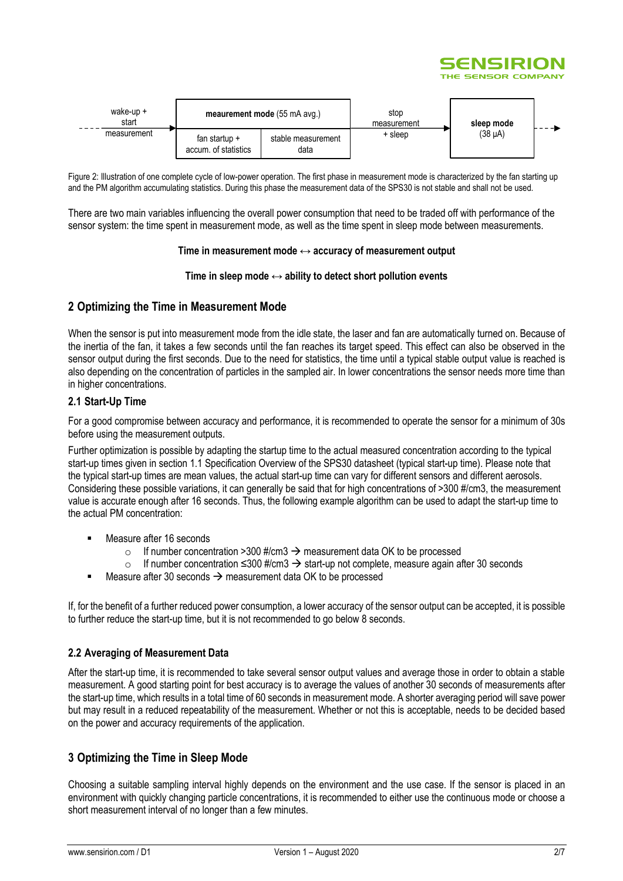| wake-up + start measurement | meurement mode (55 mA avg.) | | stop measurement + sleep | sleep mode (38 µA) |
|---|---|---|---|---|
| | fan startup + accum. of statistics | stable measurement data | | |

Figure 2: Illustration of one complete cycle of low-power operation. The first phase in measurement mode is characterized by the fan starting up and the PM algorithm accumulating statistics. During this phase the measurement data of the SPS30 is not stable and shall not be used.

There are two main variables influencing the overall power consumption that need to be traded off with performance of the sensor system: the time spent in measurement mode, as well as the time spent in sleep mode between measurements.

**Time in measurement mode ↔ accuracy of measurement output**

**Time in sleep mode ↔ ability to detect short pollution events**

## 2 Optimizing the Time in Measurement Mode

When the sensor is put into measurement mode from the idle state, the laser and fan are automatically turned on. Because of the inertia of the fan, it takes a few seconds until the fan reaches its target speed. This effect can also be observed in the sensor output during the first seconds. Due to the need for statistics, the time until a typical stable output value is reached is also depending on the concentration of particles in the sampled air. In lower concentrations the sensor needs more time than in higher concentrations.

### 2.1 Start-Up Time

For a good compromise between accuracy and performance, it is recommended to operate the sensor for a minimum of 30s before using the measurement outputs.

Further optimization is possible by adapting the startup time to the actual measured concentration according to the typical start-up times given in section 1.1 Specification Overview of the SPS30 datasheet (typical start-up time). Please note that the typical start-up times are mean values, the actual start-up time can vary for different sensors and different aerosols. Considering these possible variations, it can generally be said that for high concentrations of >300 #/cm3, the measurement value is accurate enough after 16 seconds. Thus, the following example algorithm can be used to adapt the start-up time to the actual PM concentration:

- Measure after 16 seconds
  - If number concentration >300 #/cm3 → measurement data OK to be processed
  - If number concentration ≤300 #/cm3 → start-up not complete, measure again after 30 seconds
- Measure after 30 seconds → measurement data OK to be processed

If, for the benefit of a further reduced power consumption, a lower accuracy of the sensor output can be accepted, it is possible to further reduce the start-up time, but it is not recommended to go below 8 seconds.

### 2.2 Averaging of Measurement Data

After the start-up time, it is recommended to take several sensor output values and average those in order to obtain a stable measurement. A good starting point for best accuracy is to average the values of another 30 seconds of measurements after the start-up time, which results in a total time of 60 seconds in measurement mode. A shorter averaging period will save power but may result in a reduced repeatability of the measurement. Whether or not this is acceptable, needs to be decided based on the power and accuracy requirements of the application.

## 3 Optimizing the Time in Sleep Mode

Choosing a suitable sampling interval highly depends on the environment and the use case. If the sensor is placed in an environment with quickly changing particle concentrations, it is recommended to either use the continuous mode or choose a short measurement interval of no longer than a few minutes.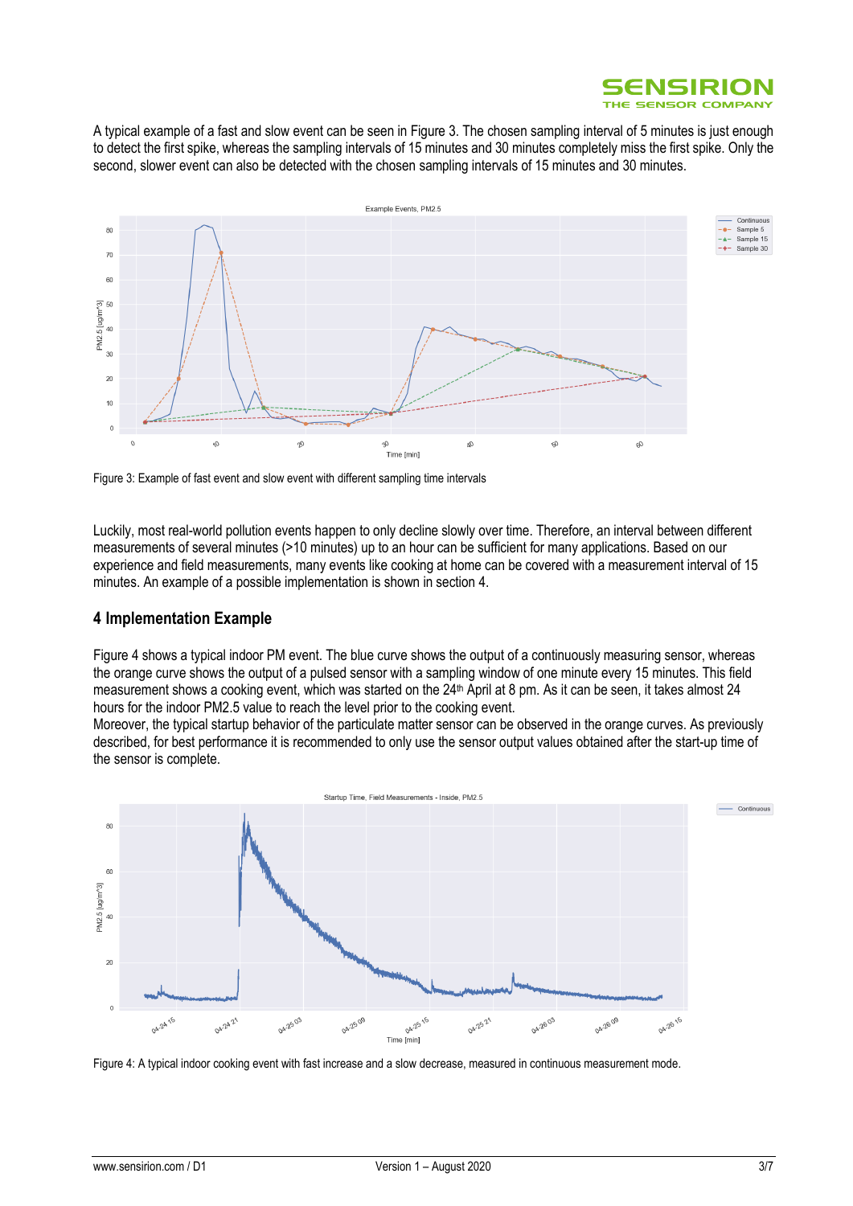A typical example of a fast and slow event can be seen in Figure 3. The chosen sampling interval of 5 minutes is just enough to detect the first spike, whereas the sampling intervals of 15 minutes and 30 minutes completely miss the first spike. Only the second, slower event can also be detected with the chosen sampling intervals of 15 minutes and 30 minutes.

Figure 3: Example of fast event and slow event with different sampling time intervals

Luckily, most real-world pollution events happen to only decline slowly over time. Therefore, an interval between different measurements of several minutes (>10 minutes) up to an hour can be sufficient for many applications. Based on our experience and field measurements, many events like cooking at home can be covered with a measurement interval of 15 minutes. An example of a possible implementation is shown in section 4.

## 4 Implementation Example

Figure 4 shows a typical indoor PM event. The blue curve shows the output of a continuously measuring sensor, whereas the orange curve shows the output of a pulsed sensor with a sampling window of one minute every 15 minutes. This field measurement shows a cooking event, which was started on the 24th April at 8 pm. As it can be seen, it takes almost 24 hours for the indoor PM2.5 value to reach the level prior to the cooking event.

Moreover, the typical startup behavior of the particulate matter sensor can be observed in the orange curves. As previously described, for best performance it is recommended to only use the sensor output values obtained after the start-up time of the sensor is complete.

Figure 4: A typical indoor cooking event with fast increase and a slow decrease, measured in continuous measurement mode.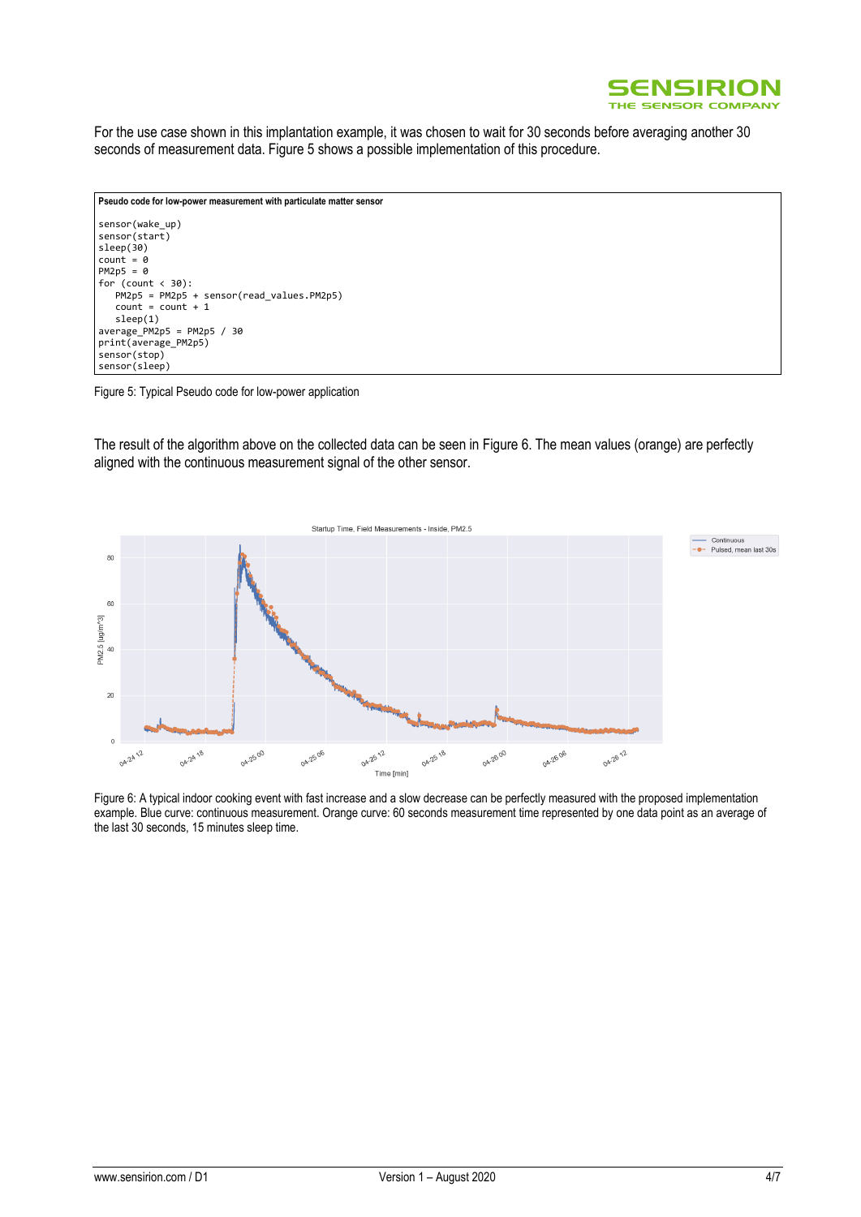For the use case shown in this implantation example, it was chosen to wait for 30 seconds before averaging another 30 seconds of measurement data. Figure 5 shows a possible implementation of this procedure.

**Pseudo code for low-power measurement with particulate matter sensor**

```
sensor(wake_up)
sensor(start)
sleep(30)
count = 0
PM2p5 = 0
for (count < 30):
   PM2p5 = PM2p5 + sensor(read_values.PM2p5)
   count = count + 1
   sleep(1)
average_PM2p5 = PM2p5 / 30
print(average_PM2p5)
sensor(stop)
sensor(sleep)
```

Figure 5: Typical Pseudo code for low-power application

The result of the algorithm above on the collected data can be seen in Figure 6. The mean values (orange) are perfectly aligned with the continuous measurement signal of the other sensor.

Figure 6: A typical indoor cooking event with fast increase and a slow decrease can be perfectly measured with the proposed implementation example. Blue curve: continuous measurement. Orange curve: 60 seconds measurement time represented by one data point as an average of the last 30 seconds, 15 minutes sleep time.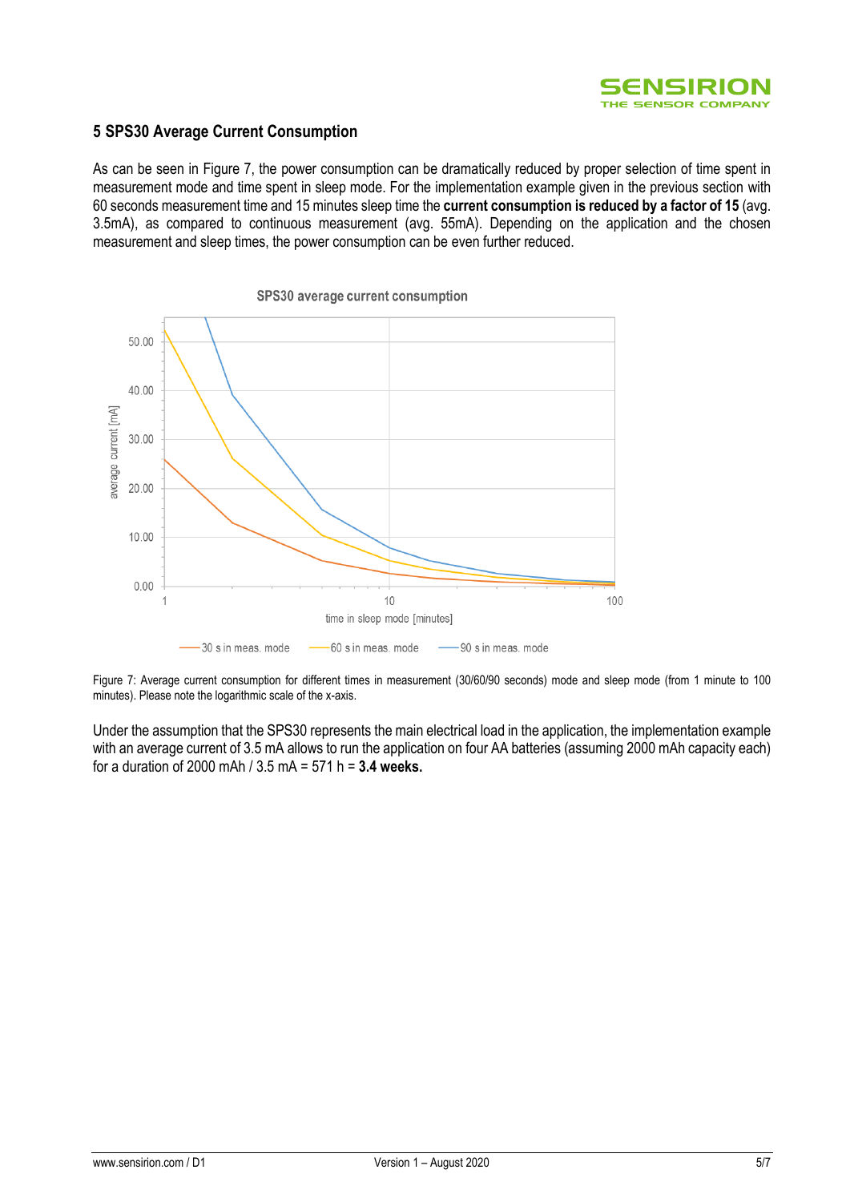## 5 SPS30 Average Current Consumption

As can be seen in Figure 7, the power consumption can be dramatically reduced by proper selection of time spent in measurement mode and time spent in sleep mode. For the implementation example given in the previous section with 60 seconds measurement time and 15 minutes sleep time the **current consumption is reduced by a factor of 15** (avg. 3.5mA), as compared to continuous measurement (avg. 55mA). Depending on the application and the chosen measurement and sleep times, the power consumption can be even further reduced.

Figure 7: Average current consumption for different times in measurement (30/60/90 seconds) mode and sleep mode (from 1 minute to 100 minutes). Please note the logarithmic scale of the x-axis.

Under the assumption that the SPS30 represents the main electrical load in the application, the implementation example with an average current of 3.5 mA allows to run the application on four AA batteries (assuming 2000 mAh capacity each) for a duration of 2000 mAh / 3.5 mA = 571 h = **3.4 weeks.**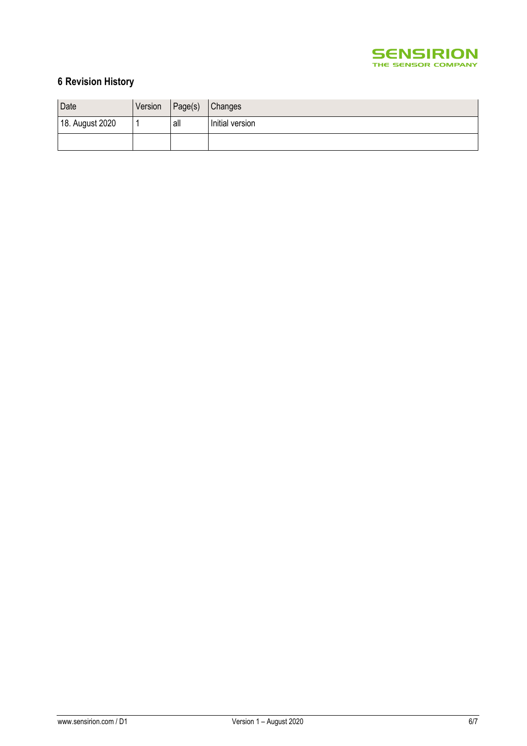## 6 Revision History

| Date | Version | Page(s) | Changes |
|---|---|---|---|
| 18. August 2020 | 1 | all | Initial version |
| | | | |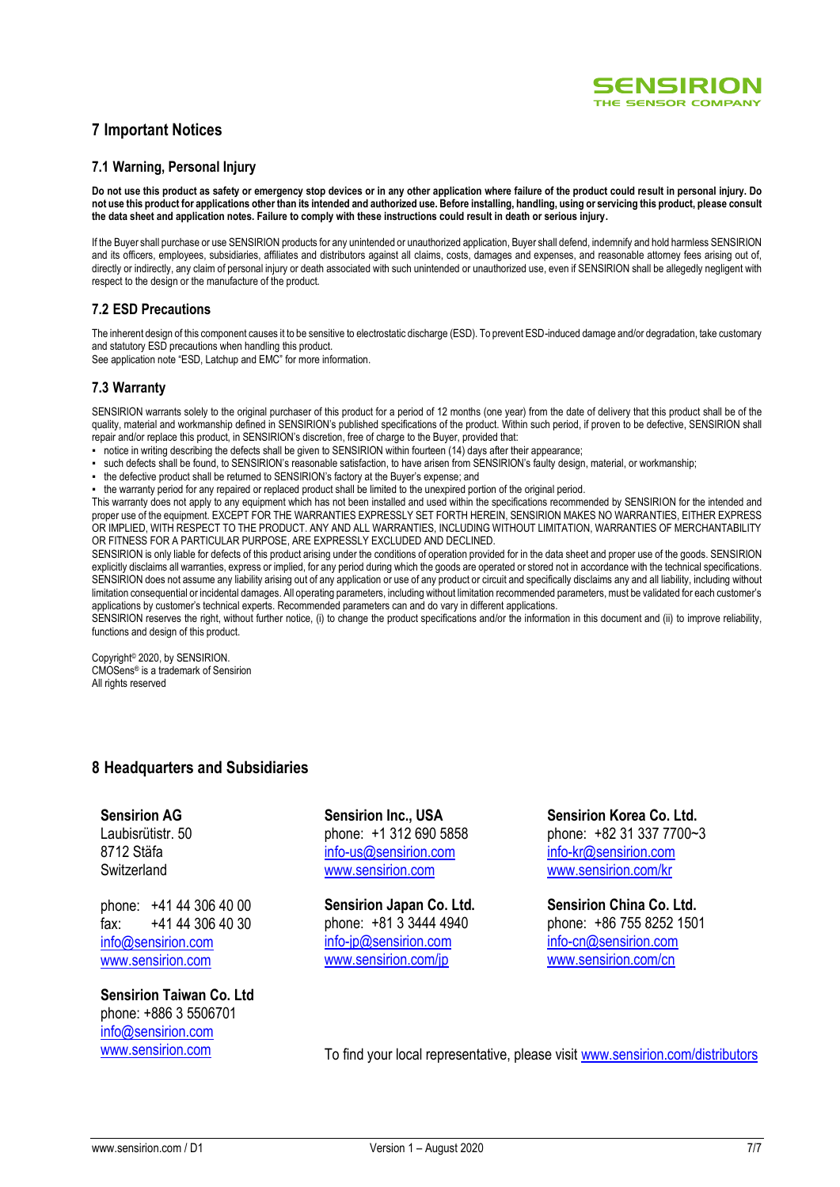## 7 Important Notices

### 7.1 Warning, Personal Injury

**Do not use this product as safety or emergency stop devices or in any other application where failure of the product could result in personal injury. Do not use this product for applications other than its intended and authorized use. Before installing, handling, using or servicing this product, please consult the data sheet and application notes. Failure to comply with these instructions could result in death or serious injury.**

If the Buyer shall purchase or use SENSIRION products for any unintended or unauthorized application, Buyer shall defend, indemnify and hold harmless SENSIRION and its officers, employees, subsidiaries, affiliates and distributors against all claims, costs, damages and expenses, and reasonable attorney fees arising out of, directly or indirectly, any claim of personal injury or death associated with such unintended or unauthorized use, even if SENSIRION shall be allegedly negligent with respect to the design or the manufacture of the product.

### 7.2 ESD Precautions

The inherent design of this component causes it to be sensitive to electrostatic discharge (ESD). To prevent ESD-induced damage and/or degradation, take customary and statutory ESD precautions when handling this product.
See application note "ESD, Latchup and EMC" for more information.

### 7.3 Warranty

SENSIRION warrants solely to the original purchaser of this product for a period of 12 months (one year) from the date of delivery that this product shall be of the quality, material and workmanship defined in SENSIRION's published specifications of the product. Within such period, if proven to be defective, SENSIRION shall repair and/or replace this product, in SENSIRION's discretion, free of charge to the Buyer, provided that:

- notice in writing describing the defects shall be given to SENSIRION within fourteen (14) days after their appearance;
- such defects shall be found, to SENSIRION's reasonable satisfaction, to have arisen from SENSIRION's faulty design, material, or workmanship;
- the defective product shall be returned to SENSIRION's factory at the Buyer's expense; and
- the warranty period for any repaired or replaced product shall be limited to the unexpired portion of the original period.

This warranty does not apply to any equipment which has not been installed and used within the specifications recommended by SENSIRION for the intended and proper use of the equipment. EXCEPT FOR THE WARRANTIES EXPRESSLY SET FORTH HEREIN, SENSIRION MAKES NO WARRANTIES, EITHER EXPRESS OR IMPLIED, WITH RESPECT TO THE PRODUCT. ANY AND ALL WARRANTIES, INCLUDING WITHOUT LIMITATION, WARRANTIES OF MERCHANTABILITY OR FITNESS FOR A PARTICULAR PURPOSE, ARE EXPRESSLY EXCLUDED AND DECLINED.

SENSIRION is only liable for defects of this product arising under the conditions of operation provided for in the data sheet and proper use of the goods. SENSIRION explicitly disclaims all warranties, express or implied, for any period during which the goods are operated or stored not in accordance with the technical specifications. SENSIRION does not assume any liability arising out of any application or use of any product or circuit and specifically disclaims any and all liability, including without limitation consequential or incidental damages. All operating parameters, including without limitation recommended parameters, must be validated for each customer's applications by customer's technical experts. Recommended parameters can and do vary in different applications.

SENSIRION reserves the right, without further notice, (i) to change the product specifications and/or the information in this document and (ii) to improve reliability, functions and design of this product.

Copyright© 2020, by SENSIRION.
CMOSens® is a trademark of Sensirion
All rights reserved

## 8 Headquarters and Subsidiaries

**Sensirion AG**
Laubisrütistr. 50
8712 Stäfa
Switzerland

phone: +41 44 306 40 00
fax: +41 44 306 40 30
info@sensirion.com
www.sensirion.com

**Sensirion Taiwan Co. Ltd**
phone: +886 3 5506701
info@sensirion.com
www.sensirion.com

**Sensirion Inc., USA**
phone: +1 312 690 5858
info-us@sensirion.com
www.sensirion.com

**Sensirion Japan Co. Ltd.**
phone: +81 3 3444 4940
info-jp@sensirion.com
www.sensirion.com/jp

**Sensirion Korea Co. Ltd.**
phone: +82 31 337 7700~3
info-kr@sensirion.com
www.sensirion.com/kr

**Sensirion China Co. Ltd.**
phone: +86 755 8252 1501
info-cn@sensirion.com
www.sensirion.com/cn

To find your local representative, please visit www.sensirion.com/distributors